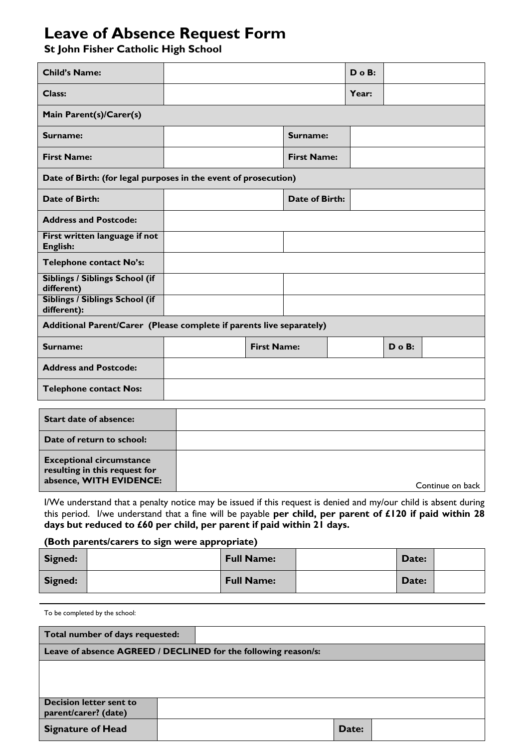# Leave of Absence Request Form

**St John Fisher Catholic High School**

| **Child's Name:** | | **D o B:** | |
|---|---|---|---|
| **Class:** | | **Year:** | |

| **Main Parent(s)/Carer(s)** | | | |
|---|---|---|---|
| **Surname:** | | **Surname:** | |
| **First Name:** | | **First Name:** | |
| **Date of Birth: (for legal purposes in the event of prosecution)** | | | |
| **Date of Birth:** | | **Date of Birth:** | |
| **Address and Postcode:** | | | |
| **First written language if not English:** | | | |
| **Telephone contact No's:** | | | |
| **Siblings / Siblings School (if different)** | | | |
| **Siblings / Siblings School (if different):** | | | |

| **Additional Parent/Carer (Please complete if parents live separately)** | | | | | |
|---|---|---|---|---|---|
| **Surname:** | | **First Name:** | | **D o B:** | |
| **Address and Postcode:** | | | | | |
| **Telephone contact Nos:** | | | | | |

| **Start date of absence:** | |
|---|---|
| **Date of return to school:** | |
| **Exceptional circumstance resulting in this request for absence, WITH EVIDENCE:** | Continue on back |

I/We understand that a penalty notice may be issued if this request is denied and my/our child is absent during this period. I/we understand that a fine will be payable **per child, per parent of £120 if paid within 28 days but reduced to £60 per child, per parent if paid within 21 days.**

**(Both parents/carers to sign were appropriate)**

| **Signed:** | | **Full Name:** | | **Date:** | |
|---|---|---|---|---|---|
| **Signed:** | | **Full Name:** | | **Date:** | |

---

To be completed by the school:

| **Total number of days requested:** | | | |
|---|---|---|---|
| **Leave of absence AGREED / DECLINED for the following reason/s:** | | | |
| | | | |
| **Decision letter sent to parent/carer? (date)** | | | |
| **Signature of Head** | | **Date:** | |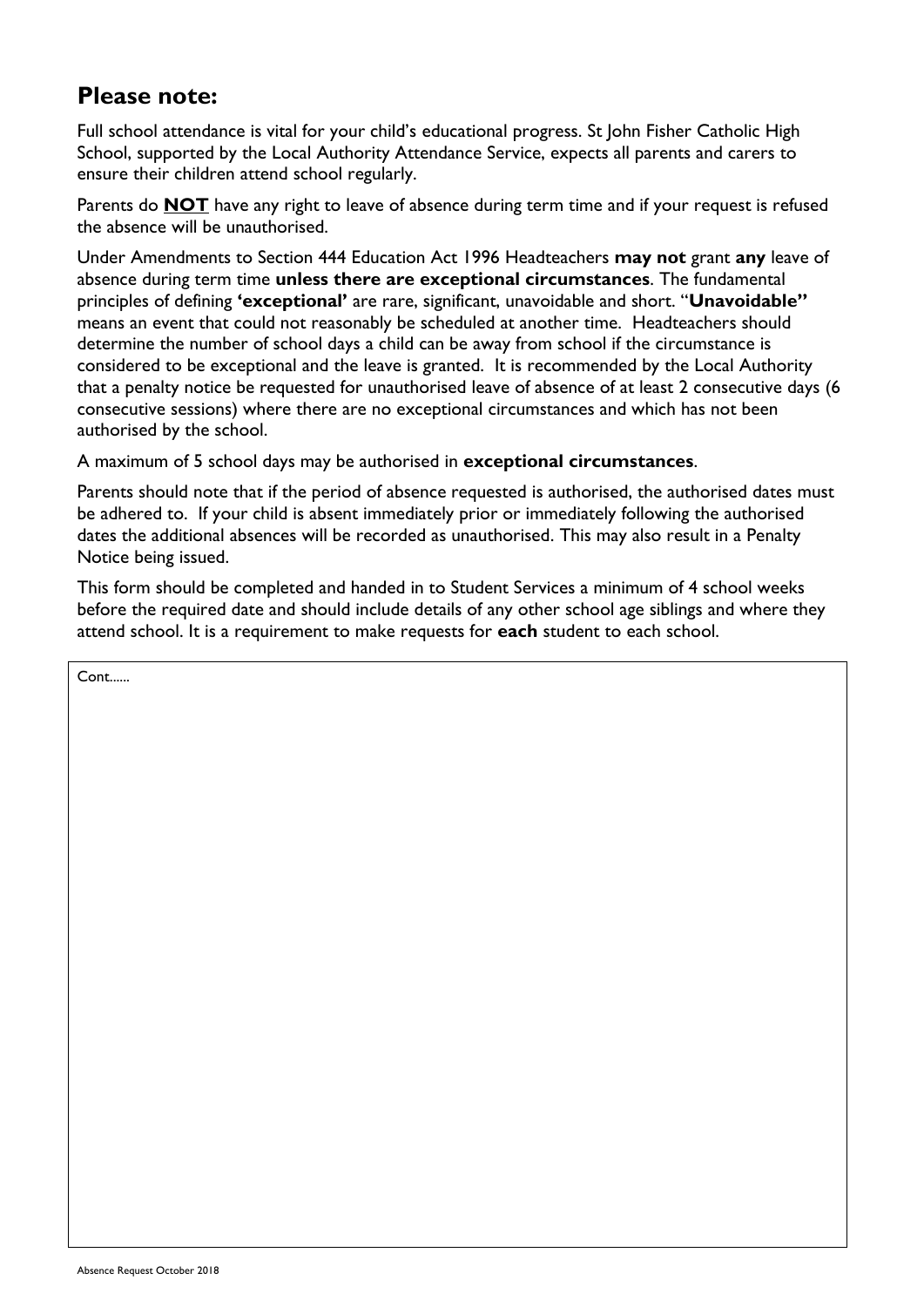## Please note:

Full school attendance is vital for your child's educational progress. St John Fisher Catholic High School, supported by the Local Authority Attendance Service, expects all parents and carers to ensure their children attend school regularly.

Parents do **NOT** have any right to leave of absence during term time and if your request is refused the absence will be unauthorised.

Under Amendments to Section 444 Education Act 1996 Headteachers **may not** grant **any** leave of absence during term time **unless there are exceptional circumstances**. The fundamental principles of defining **'exceptional'** are rare, significant, unavoidable and short. "**Unavoidable"** means an event that could not reasonably be scheduled at another time. Headteachers should determine the number of school days a child can be away from school if the circumstance is considered to be exceptional and the leave is granted. It is recommended by the Local Authority that a penalty notice be requested for unauthorised leave of absence of at least 2 consecutive days (6 consecutive sessions) where there are no exceptional circumstances and which has not been authorised by the school.

A maximum of 5 school days may be authorised in **exceptional circumstances**.

Parents should note that if the period of absence requested is authorised, the authorised dates must be adhered to. If your child is absent immediately prior or immediately following the authorised dates the additional absences will be recorded as unauthorised. This may also result in a Penalty Notice being issued.

This form should be completed and handed in to Student Services a minimum of 4 school weeks before the required date and should include details of any other school age siblings and where they attend school. It is a requirement to make requests for **each** student to each school.

Cont......

Absence Request October 2018